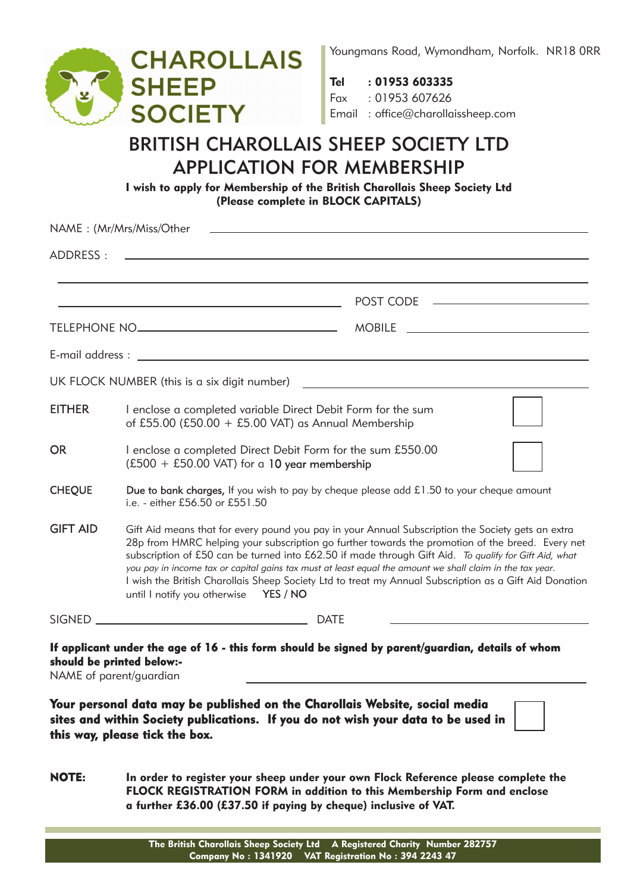**CHAROLLAIS SHEEP SOCIETY**

Youngmans Road, Wymondham, Norfolk. NR18 0RR

**Tel : 01953 603335**
Fax : 01953 607626
Email : office@charollaissheep.com

# BRITISH CHAROLLAIS SHEEP SOCIETY LTD
# APPLICATION FOR MEMBERSHIP

**I wish to apply for Membership of the British Charollais Sheep Society Ltd**
**(Please complete in BLOCK CAPITALS)**

NAME : (Mr/Mrs/Miss/Other ____________________

ADDRESS : ____________________

____________________

____________________ POST CODE ____________________

TELEPHONE NO____________________ MOBILE ____________________

E-mail address : ____________________

UK FLOCK NUMBER (this is a six digit number) ____________________

EITHER I enclose a completed variable Direct Debit Form for the sum of £55.00 (£50.00 + £5.00 VAT) as Annual Membership ☐

OR I enclose a completed Direct Debit Form for the sum £550.00 (£500 + £50.00 VAT) for a 10 year membership ☐

CHEQUE Due to bank charges, If you wish to pay by cheque please add £1.50 to your cheque amount i.e. - either £56.50 or £551.50

GIFT AID Gift Aid means that for every pound you pay in your Annual Subscription the Society gets an extra 28p from HMRC helping your subscription go further towards the promotion of the breed. Every net subscription of £50 can be turned into £62.50 if made through Gift Aid. *To qualify for Gift Aid, what you pay in income tax or capital gains tax must at least equal the amount we shall claim in the tax year.*
I wish the British Charollais Sheep Society Ltd to treat my Annual Subscription as a Gift Aid Donation until I notify you otherwise YES / NO

SIGNED ____________________ DATE ____________________

**If applicant under the age of 16 - this form should be signed by parent/guardian, details of whom should be printed below:-**
NAME of parent/guardian ____________________

**Your personal data may be published on the Charollais Website, social media sites and within Society publications. If you do not wish your data to be used in this way, please tick the box.** ☐

**NOTE:** **In order to register your sheep under your own Flock Reference please complete the FLOCK REGISTRATION FORM in addition to this Membership Form and enclose a further £36.00 (£37.50 if paying by cheque) inclusive of VAT.**

**The British Charollais Sheep Society Ltd A Registered Charity Number 282757**
**Company No : 1341920 VAT Registration No : 394 2243 47**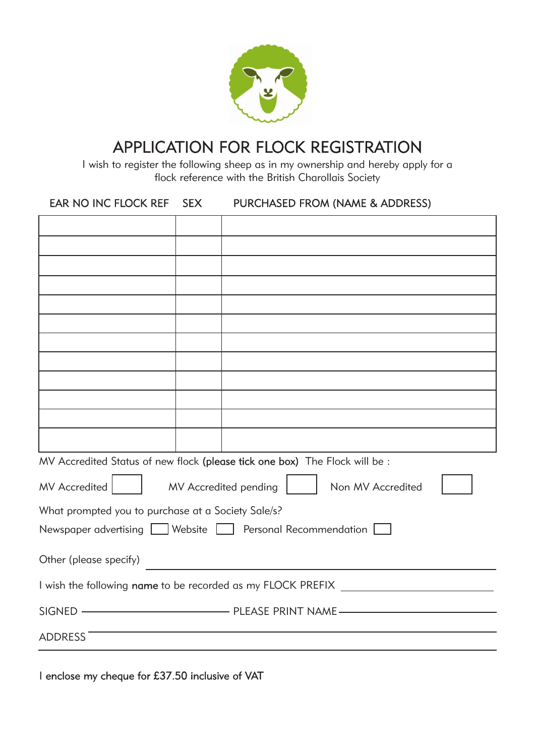# APPLICATION FOR FLOCK REGISTRATION

I wish to register the following sheep as in my ownership and hereby apply for a flock reference with the British Charollais Society

| EAR NO INC FLOCK REF | SEX | PURCHASED FROM (NAME & ADDRESS) |
|---|---|---|
| | | |
| | | |
| | | |
| | | |
| | | |
| | | |
| | | |
| | | |
| | | |
| | | |
| | | |
| | | |

MV Accredited Status of new flock **(please tick one box)** The Flock will be :

MV Accredited ☐ MV Accredited pending ☐ Non MV Accredited ☐

What prompted you to purchase at a Society Sale/s?

Newspaper advertising ☐ Website ☐ Personal Recommendation ☐

Other (please specify) ______________________________

I wish the following **name** to be recorded as my FLOCK PREFIX ______________________

SIGNED ______________________ PLEASE PRINT NAME ______________________

ADDRESS ______________________________

I enclose my cheque for £37.50 inclusive of VAT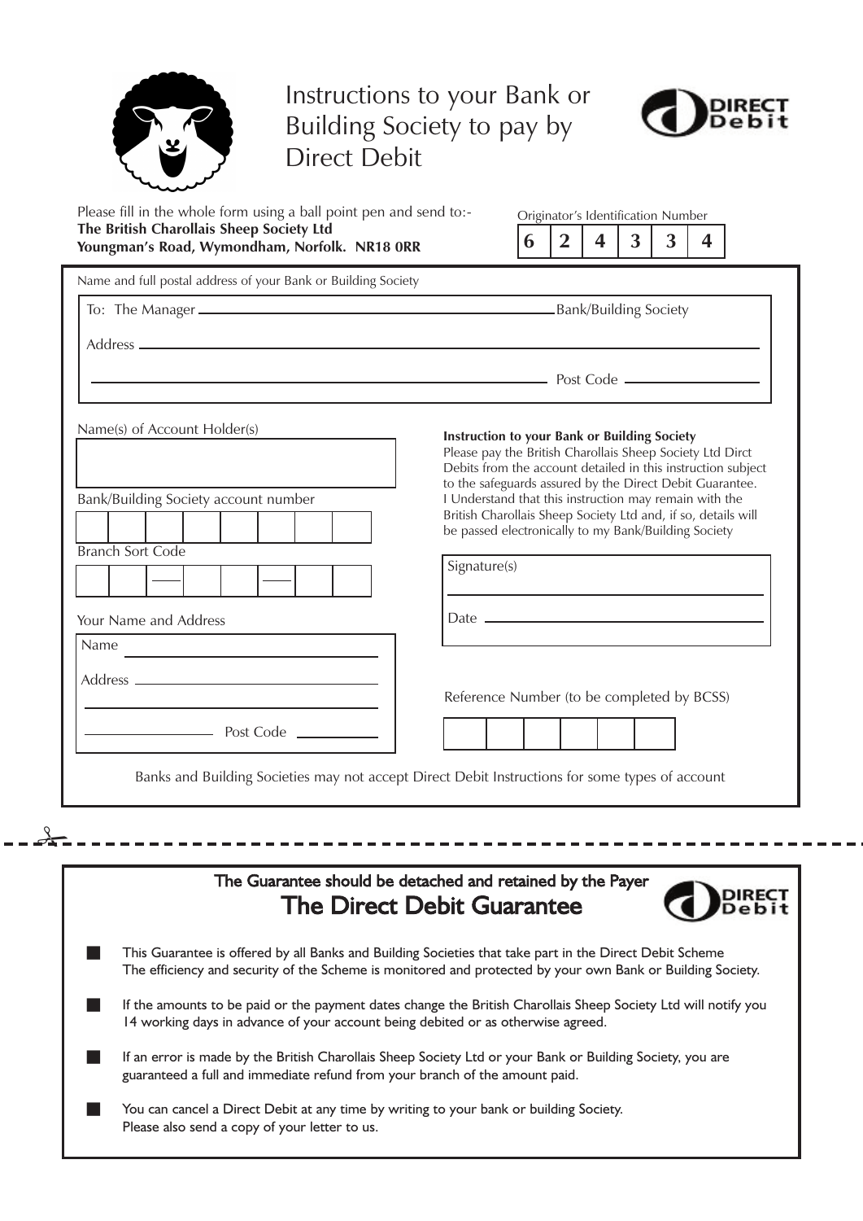# Instructions to your Bank or Building Society to pay by Direct Debit

DIRECT Debit

Please fill in the whole form using a ball point pen and send to:-
**The British Charollais Sheep Society Ltd**
**Youngman's Road, Wymondham, Norfolk. NR18 0RR**

Originator's Identification Number

| 6 | 2 | 4 | 3 | 3 | 4 |
|---|---|---|---|---|---|

Name and full postal address of your Bank or Building Society

To: The Manager ______________________ Bank/Building Society

Address ______________________

______________________ Post Code ______________

Name(s) of Account Holder(s)

Bank/Building Society account number

Branch Sort Code

Your Name and Address

Name ______________________

Address ______________________

______________________ Post Code ______________

**Instruction to your Bank or Building Society**
Please pay the British Charollais Sheep Society Ltd Dirct Debits from the account detailed in this instruction subject to the safeguards assured by the Direct Debit Guarantee. I Understand that this instruction may remain with the British Charollais Sheep Society Ltd and, if so, details will be passed electronically to my Bank/Building Society

Signature(s) ______________________

Date ______________________

Reference Number (to be completed by BCSS)

Banks and Building Societies may not accept Direct Debit Instructions for some types of account

---

**The Guarantee should be detached and retained by the Payer**

## The Direct Debit Guarantee

DIRECT Debit

- This Guarantee is offered by all Banks and Building Societies that take part in the Direct Debit Scheme The efficiency and security of the Scheme is monitored and protected by your own Bank or Building Society.
- If the amounts to be paid or the payment dates change the British Charollais Sheep Society Ltd will notify you 14 working days in advance of your account being debited or as otherwise agreed.
- If an error is made by the British Charollais Sheep Society Ltd or your Bank or Building Society, you are guaranteed a full and immediate refund from your branch of the amount paid.
- You can cancel a Direct Debit at any time by writing to your bank or building Society. Please also send a copy of your letter to us.